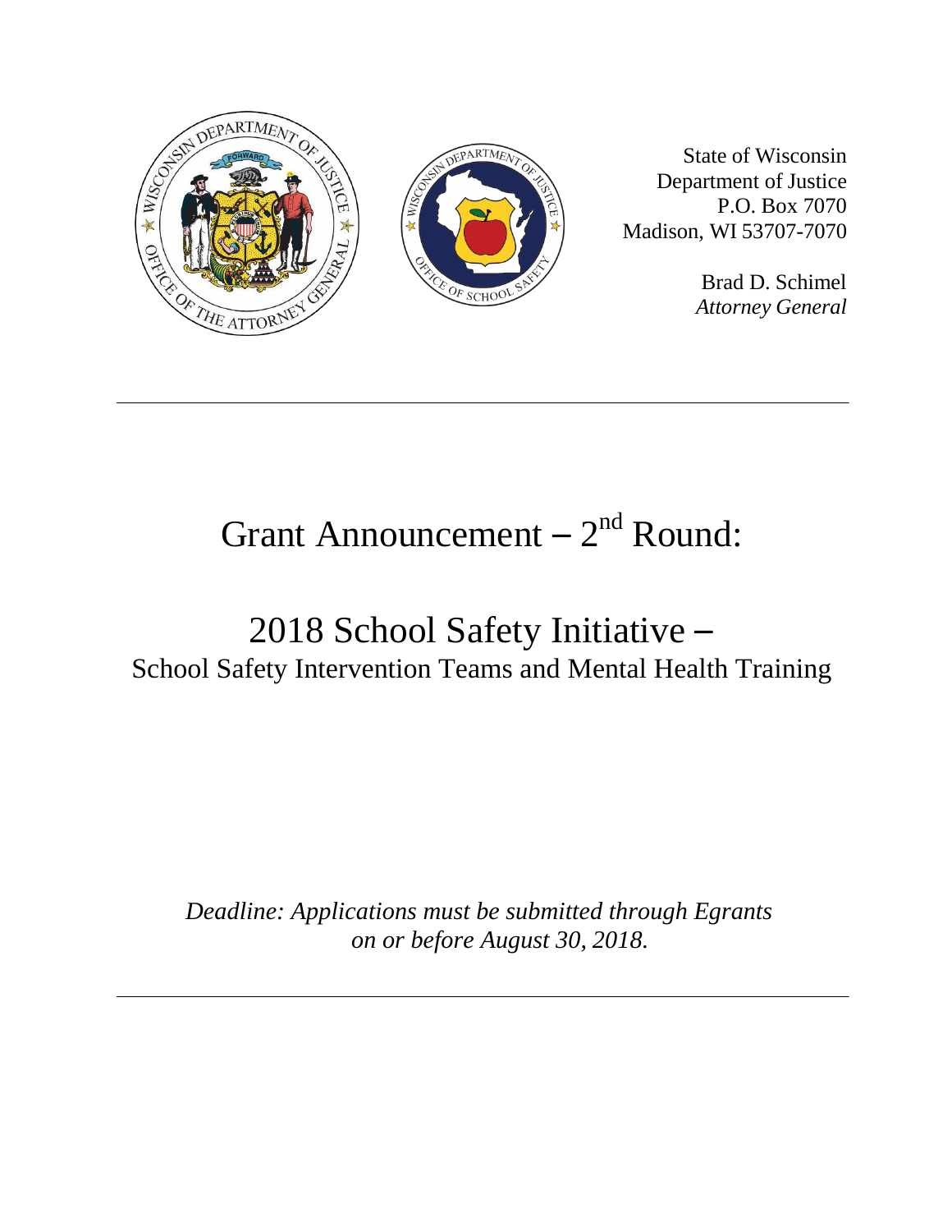State of Wisconsin
Department of Justice
P.O. Box 7070
Madison, WI 53707-7070

Brad D. Schimel
*Attorney General*

---

# Grant Announcement – 2nd Round:

## 2018 School Safety Initiative –
### School Safety Intervention Teams and Mental Health Training

*Deadline: Applications must be submitted through Egrants on or before August 30, 2018.*

---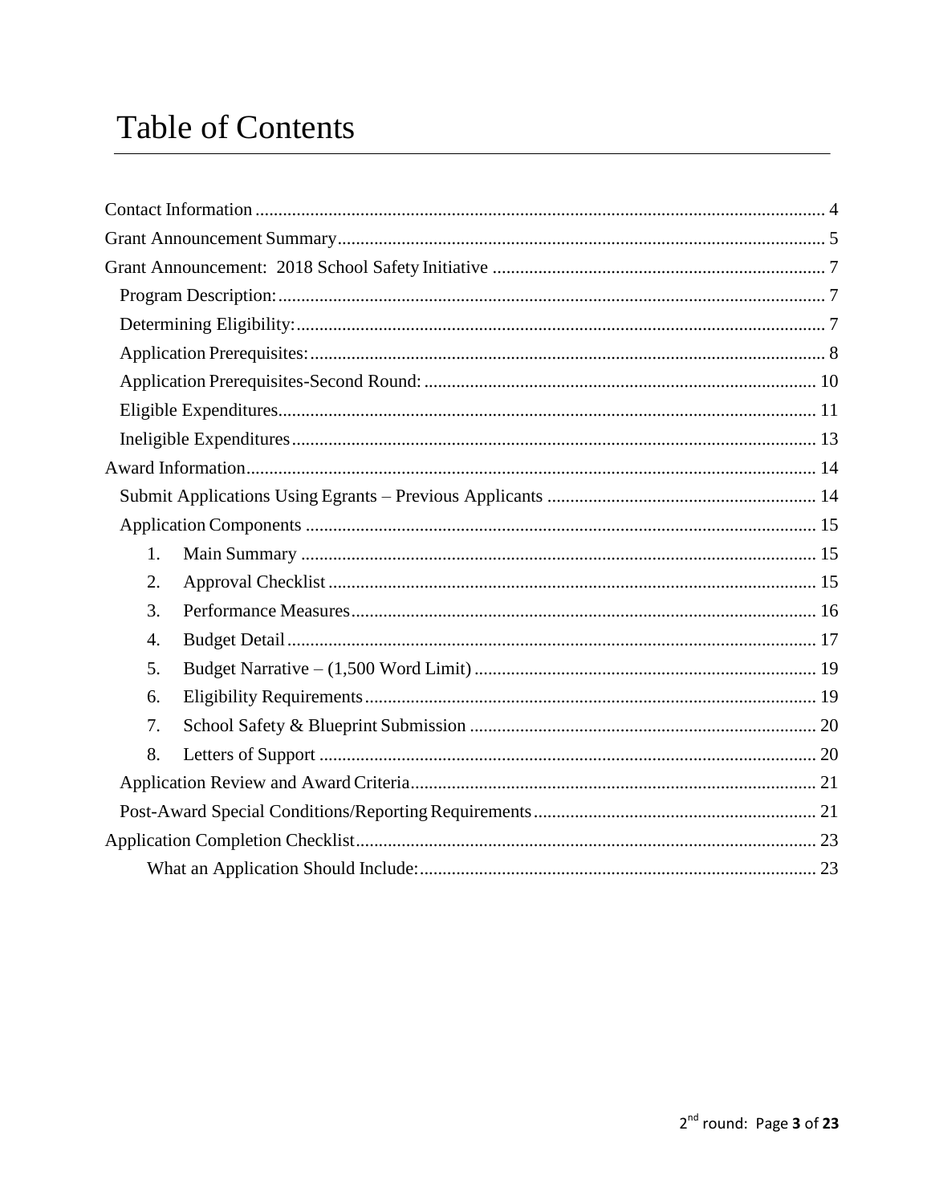# Table of Contents

Contact Information ..... 4
Grant Announcement Summary ..... 5
Grant Announcement: 2018 School Safety Initiative ..... 7
- Program Description: ..... 7
- Determining Eligibility: ..... 7
- Application Prerequisites: ..... 8
- Application Prerequisites-Second Round: ..... 10
- Eligible Expenditures ..... 11
- Ineligible Expenditures ..... 13

Award Information ..... 14
- Submit Applications Using Egrants – Previous Applicants ..... 14
- Application Components ..... 15
  1. Main Summary ..... 15
  2. Approval Checklist ..... 15
  3. Performance Measures ..... 16
  4. Budget Detail ..... 17
  5. Budget Narrative – (1,500 Word Limit) ..... 19
  6. Eligibility Requirements ..... 19
  7. School Safety & Blueprint Submission ..... 20
  8. Letters of Support ..... 20
- Application Review and Award Criteria ..... 21
- Post-Award Special Conditions/Reporting Requirements ..... 21

Application Completion Checklist ..... 23
- What an Application Should Include: ..... 23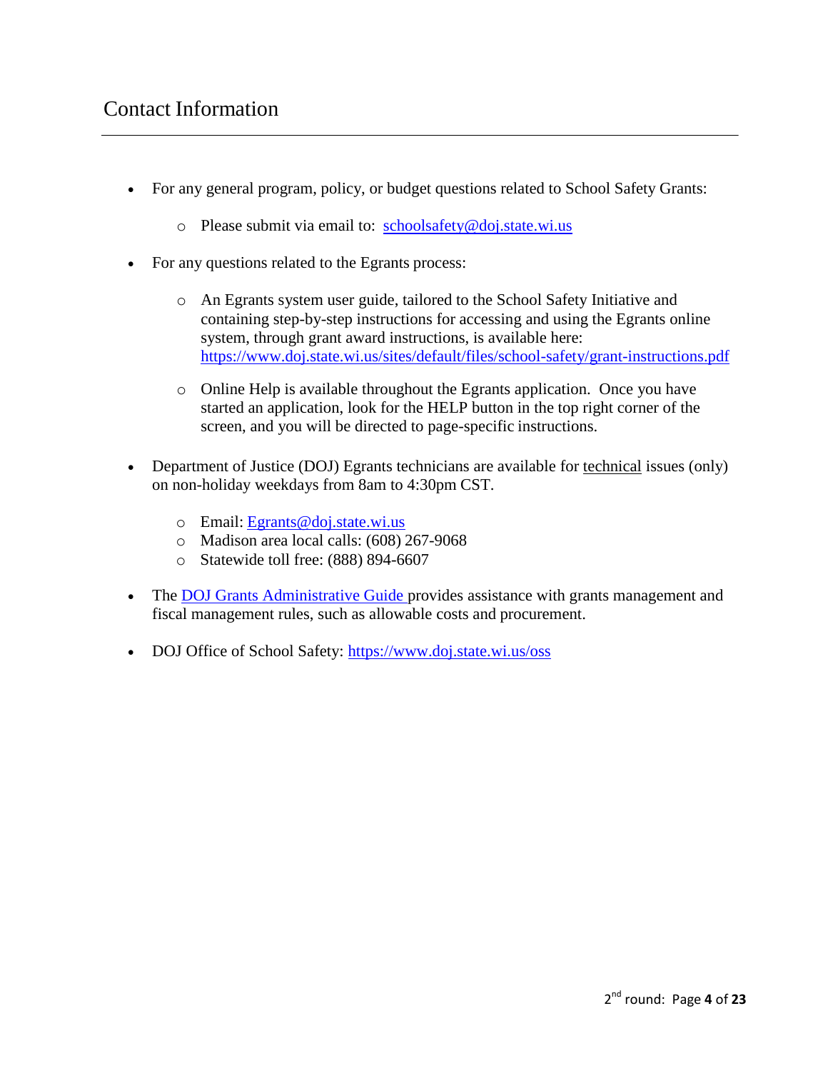# Contact Information

- For any general program, policy, or budget questions related to School Safety Grants:
  - Please submit via email to: [schoolsafety@doj.state.wi.us](mailto:schoolsafety@doj.state.wi.us)
- For any questions related to the Egrants process:
  - An Egrants system user guide, tailored to the School Safety Initiative and containing step-by-step instructions for accessing and using the Egrants online system, through grant award instructions, is available here: https://www.doj.state.wi.us/sites/default/files/school-safety/grant-instructions.pdf
  - Online Help is available throughout the Egrants application. Once you have started an application, look for the HELP button in the top right corner of the screen, and you will be directed to page-specific instructions.
- Department of Justice (DOJ) Egrants technicians are available for <u>technical</u> issues (only) on non-holiday weekdays from 8am to 4:30pm CST.
  - Email: [Egrants@doj.state.wi.us](mailto:Egrants@doj.state.wi.us)
  - Madison area local calls: (608) 267-9068
  - Statewide toll free: (888) 894-6607
- The DOJ Grants Administrative Guide provides assistance with grants management and fiscal management rules, such as allowable costs and procurement.
- DOJ Office of School Safety: https://www.doj.state.wi.us/oss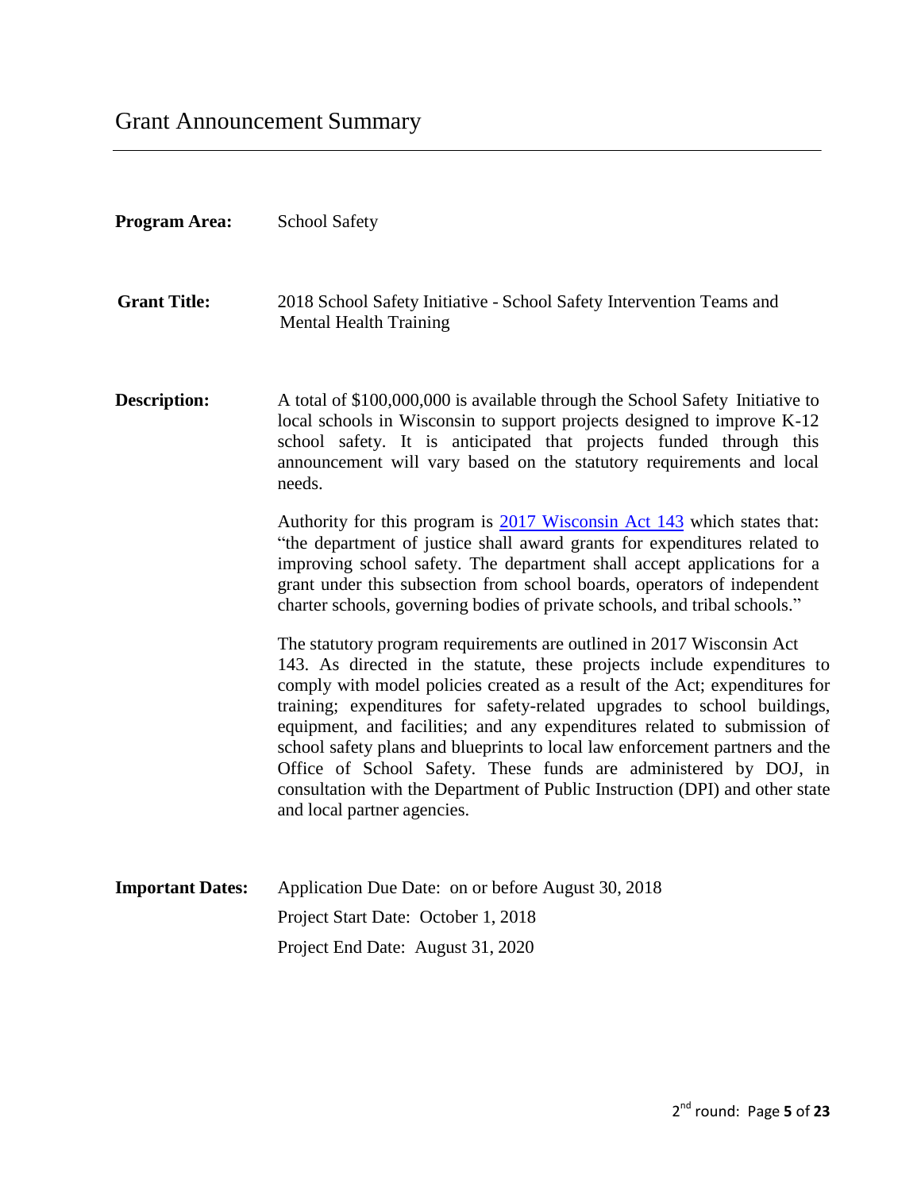# Grant Announcement Summary

**Program Area:** School Safety

**Grant Title:** 2018 School Safety Initiative - School Safety Intervention Teams and Mental Health Training

**Description:** A total of $100,000,000 is available through the School Safety Initiative to local schools in Wisconsin to support projects designed to improve K-12 school safety. It is anticipated that projects funded through this announcement will vary based on the statutory requirements and local needs.

Authority for this program is [2017 Wisconsin Act 143](2017 Wisconsin Act 143) which states that: "the department of justice shall award grants for expenditures related to improving school safety. The department shall accept applications for a grant under this subsection from school boards, operators of independent charter schools, governing bodies of private schools, and tribal schools."

The statutory program requirements are outlined in 2017 Wisconsin Act 143. As directed in the statute, these projects include expenditures to comply with model policies created as a result of the Act; expenditures for training; expenditures for safety-related upgrades to school buildings, equipment, and facilities; and any expenditures related to submission of school safety plans and blueprints to local law enforcement partners and the Office of School Safety. These funds are administered by DOJ, in consultation with the Department of Public Instruction (DPI) and other state and local partner agencies.

**Important Dates:** Application Due Date: on or before August 30, 2018

Project Start Date: October 1, 2018

Project End Date: August 31, 2020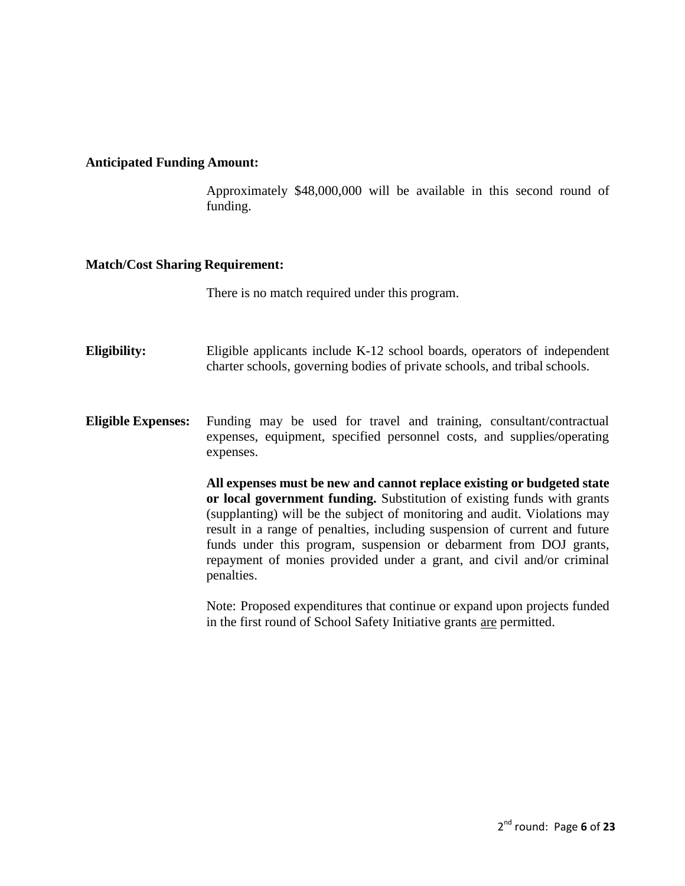**Anticipated Funding Amount:**

Approximately $48,000,000 will be available in this second round of funding.

**Match/Cost Sharing Requirement:**

There is no match required under this program.

**Eligibility:** Eligible applicants include K-12 school boards, operators of independent charter schools, governing bodies of private schools, and tribal schools.

**Eligible Expenses:** Funding may be used for travel and training, consultant/contractual expenses, equipment, specified personnel costs, and supplies/operating expenses.

**All expenses must be new and cannot replace existing or budgeted state or local government funding.** Substitution of existing funds with grants (supplanting) will be the subject of monitoring and audit. Violations may result in a range of penalties, including suspension of current and future funds under this program, suspension or debarment from DOJ grants, repayment of monies provided under a grant, and civil and/or criminal penalties.

Note: Proposed expenditures that continue or expand upon projects funded in the first round of School Safety Initiative grants <u>are</u> permitted.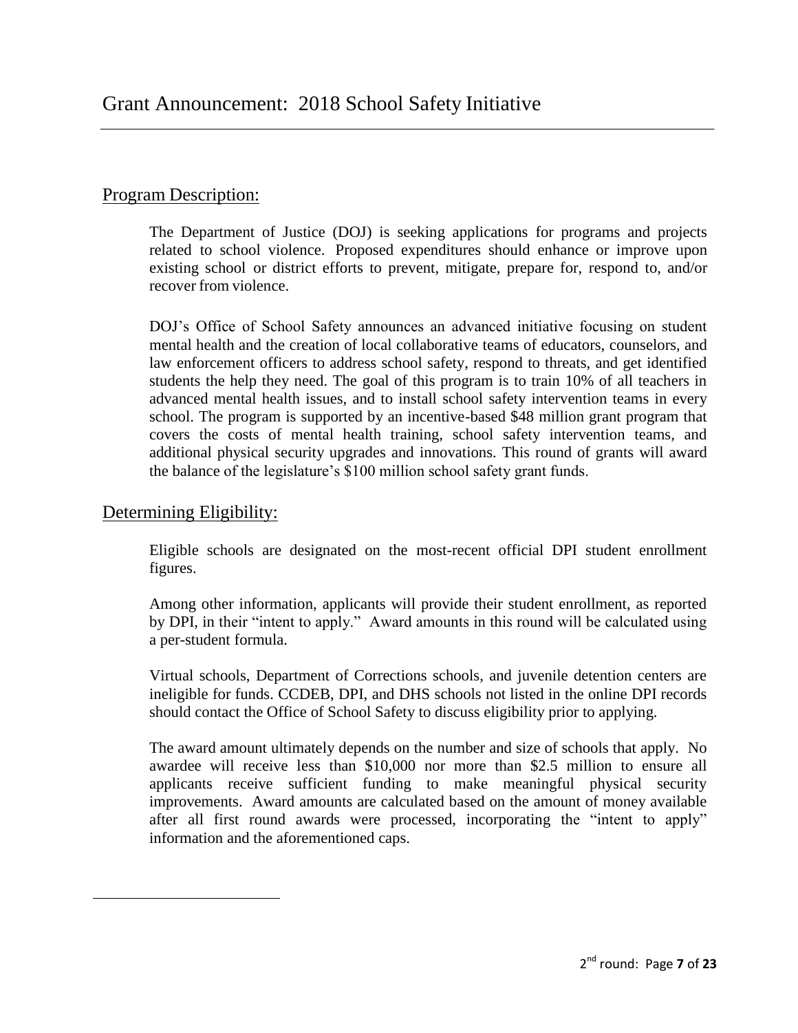# Grant Announcement: 2018 School Safety Initiative

## Program Description:

The Department of Justice (DOJ) is seeking applications for programs and projects related to school violence. Proposed expenditures should enhance or improve upon existing school or district efforts to prevent, mitigate, prepare for, respond to, and/or recover from violence.

DOJ's Office of School Safety announces an advanced initiative focusing on student mental health and the creation of local collaborative teams of educators, counselors, and law enforcement officers to address school safety, respond to threats, and get identified students the help they need. The goal of this program is to train 10% of all teachers in advanced mental health issues, and to install school safety intervention teams in every school. The program is supported by an incentive-based $48 million grant program that covers the costs of mental health training, school safety intervention teams, and additional physical security upgrades and innovations. This round of grants will award the balance of the legislature's $100 million school safety grant funds.

## Determining Eligibility:

Eligible schools are designated on the most-recent official DPI student enrollment figures.

Among other information, applicants will provide their student enrollment, as reported by DPI, in their "intent to apply." Award amounts in this round will be calculated using a per-student formula.

Virtual schools, Department of Corrections schools, and juvenile detention centers are ineligible for funds. CCDEB, DPI, and DHS schools not listed in the online DPI records should contact the Office of School Safety to discuss eligibility prior to applying.

The award amount ultimately depends on the number and size of schools that apply. No awardee will receive less than $10,000 nor more than $2.5 million to ensure all applicants receive sufficient funding to make meaningful physical security improvements. Award amounts are calculated based on the amount of money available after all first round awards were processed, incorporating the "intent to apply" information and the aforementioned caps.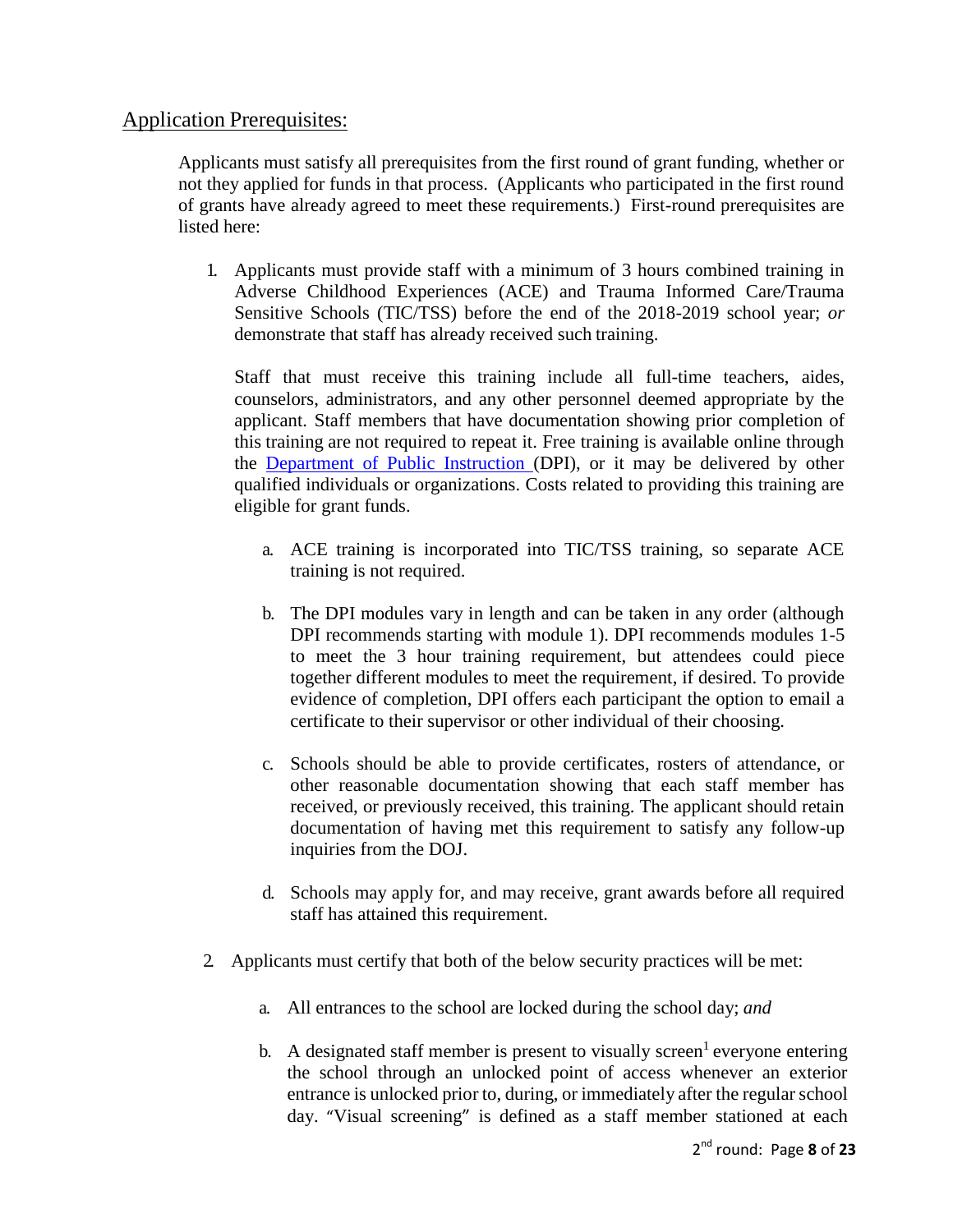## Application Prerequisites:

Applicants must satisfy all prerequisites from the first round of grant funding, whether or not they applied for funds in that process. (Applicants who participated in the first round of grants have already agreed to meet these requirements.) First-round prerequisites are listed here:

1. Applicants must provide staff with a minimum of 3 hours combined training in Adverse Childhood Experiences (ACE) and Trauma Informed Care/Trauma Sensitive Schools (TIC/TSS) before the end of the 2018-2019 school year; *or* demonstrate that staff has already received such training.

   Staff that must receive this training include all full-time teachers, aides, counselors, administrators, and any other personnel deemed appropriate by the applicant. Staff members that have documentation showing prior completion of this training are not required to repeat it. Free training is available online through the [Department of Public Instruction](#) (DPI), or it may be delivered by other qualified individuals or organizations. Costs related to providing this training are eligible for grant funds.

   a. ACE training is incorporated into TIC/TSS training, so separate ACE training is not required.

   b. The DPI modules vary in length and can be taken in any order (although DPI recommends starting with module 1). DPI recommends modules 1-5 to meet the 3 hour training requirement, but attendees could piece together different modules to meet the requirement, if desired. To provide evidence of completion, DPI offers each participant the option to email a certificate to their supervisor or other individual of their choosing.

   c. Schools should be able to provide certificates, rosters of attendance, or other reasonable documentation showing that each staff member has received, or previously received, this training. The applicant should retain documentation of having met this requirement to satisfy any follow-up inquiries from the DOJ.

   d. Schools may apply for, and may receive, grant awards before all required staff has attained this requirement.

2. Applicants must certify that both of the below security practices will be met:

   a. All entrances to the school are locked during the school day; *and*

   b. A designated staff member is present to visually screen[1] everyone entering the school through an unlocked point of access whenever an exterior entrance is unlocked prior to, during, or immediately after the regular school day. "Visual screening" is defined as a staff member stationed at each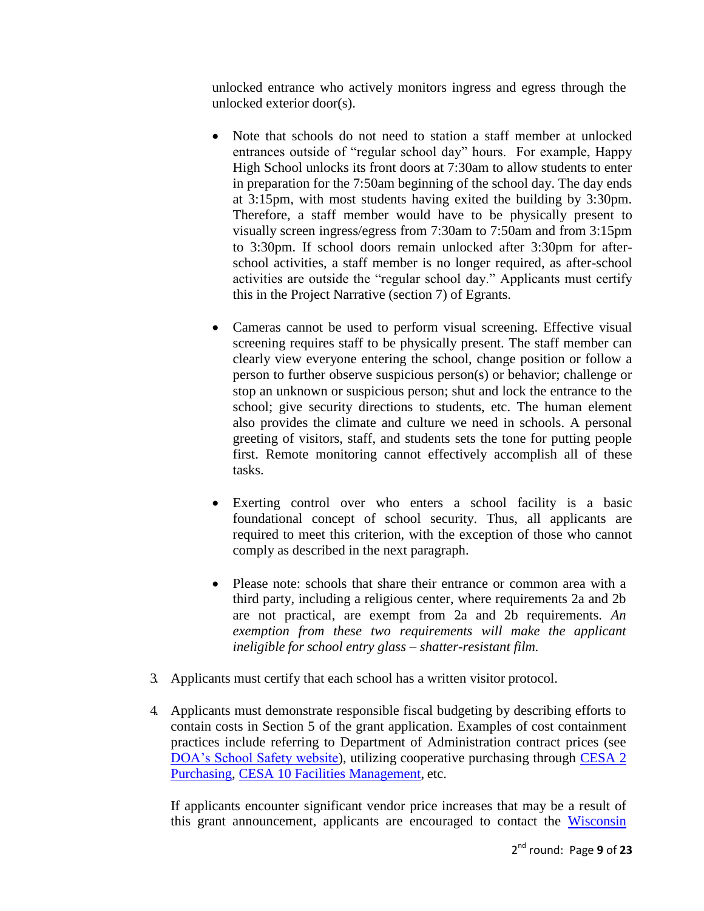unlocked entrance who actively monitors ingress and egress through the unlocked exterior door(s).

- Note that schools do not need to station a staff member at unlocked entrances outside of "regular school day" hours. For example, Happy High School unlocks its front doors at 7:30am to allow students to enter in preparation for the 7:50am beginning of the school day. The day ends at 3:15pm, with most students having exited the building by 3:30pm. Therefore, a staff member would have to be physically present to visually screen ingress/egress from 7:30am to 7:50am and from 3:15pm to 3:30pm. If school doors remain unlocked after 3:30pm for after-school activities, a staff member is no longer required, as after-school activities are outside the "regular school day." Applicants must certify this in the Project Narrative (section 7) of Egrants.

- Cameras cannot be used to perform visual screening. Effective visual screening requires staff to be physically present. The staff member can clearly view everyone entering the school, change position or follow a person to further observe suspicious person(s) or behavior; challenge or stop an unknown or suspicious person; shut and lock the entrance to the school; give security directions to students, etc. The human element also provides the climate and culture we need in schools. A personal greeting of visitors, staff, and students sets the tone for putting people first. Remote monitoring cannot effectively accomplish all of these tasks.

- Exerting control over who enters a school facility is a basic foundational concept of school security. Thus, all applicants are required to meet this criterion, with the exception of those who cannot comply as described in the next paragraph.

- Please note: schools that share their entrance or common area with a third party, including a religious center, where requirements 2a and 2b are not practical, are exempt from 2a and 2b requirements. *An exemption from these two requirements will make the applicant ineligible for school entry glass – shatter-resistant film.*

3. Applicants must certify that each school has a written visitor protocol.

4. Applicants must demonstrate responsible fiscal budgeting by describing efforts to contain costs in Section 5 of the grant application. Examples of cost containment practices include referring to Department of Administration contract prices (see DOA's School Safety website), utilizing cooperative purchasing through CESA 2 Purchasing, CESA 10 Facilities Management, etc.

   If applicants encounter significant vendor price increases that may be a result of this grant announcement, applicants are encouraged to contact the Wisconsin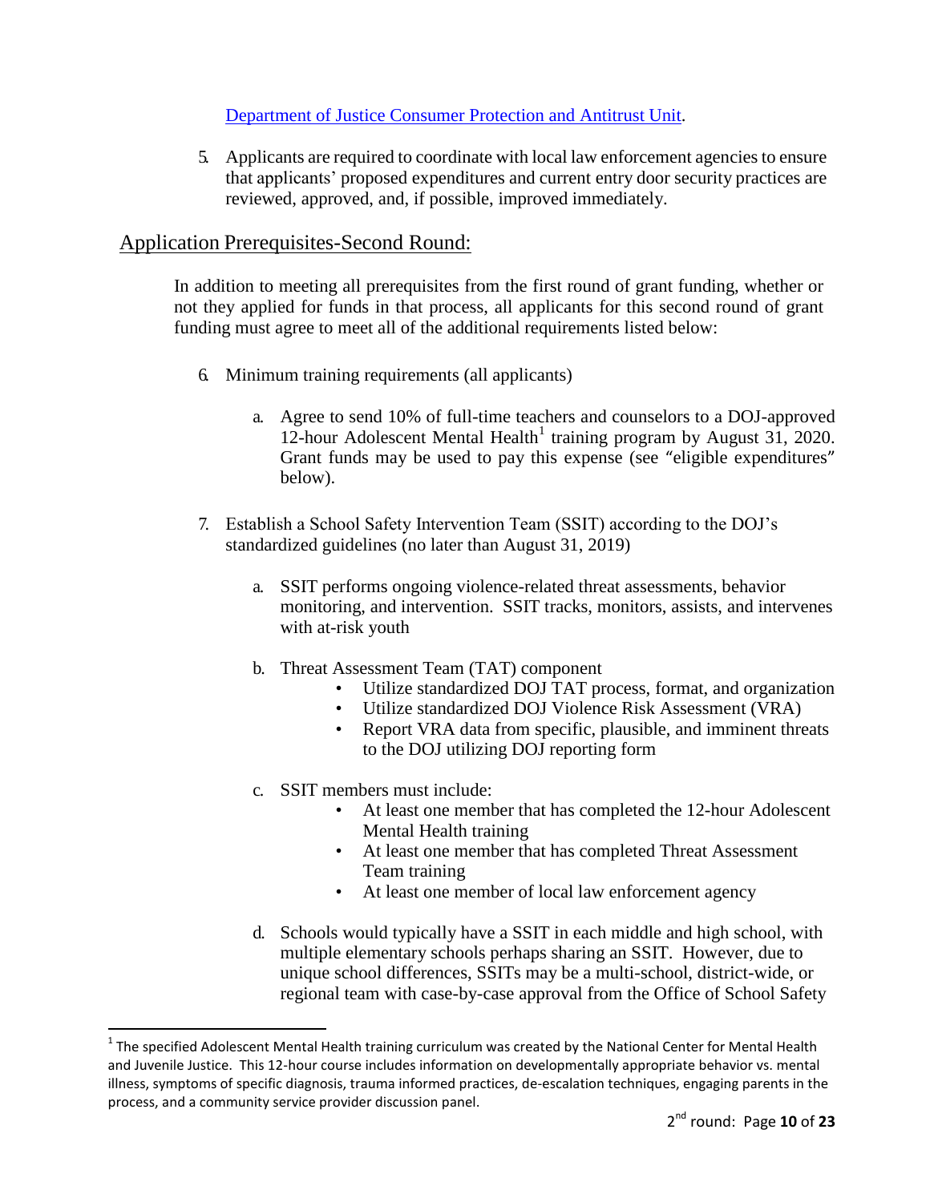[Department of Justice Consumer Protection and Antitrust Unit](#).

5. Applicants are required to coordinate with local law enforcement agencies to ensure that applicants' proposed expenditures and current entry door security practices are reviewed, approved, and, if possible, improved immediately.

## Application Prerequisites-Second Round:

In addition to meeting all prerequisites from the first round of grant funding, whether or not they applied for funds in that process, all applicants for this second round of grant funding must agree to meet all of the additional requirements listed below:

6. Minimum training requirements (all applicants)

   a. Agree to send 10% of full-time teachers and counselors to a DOJ-approved 12-hour Adolescent Mental Health[1] training program by August 31, 2020. Grant funds may be used to pay this expense (see "eligible expenditures" below).

7. Establish a School Safety Intervention Team (SSIT) according to the DOJ's standardized guidelines (no later than August 31, 2019)

   a. SSIT performs ongoing violence-related threat assessments, behavior monitoring, and intervention. SSIT tracks, monitors, assists, and intervenes with at-risk youth

   b. Threat Assessment Team (TAT) component
      - Utilize standardized DOJ TAT process, format, and organization
      - Utilize standardized DOJ Violence Risk Assessment (VRA)
      - Report VRA data from specific, plausible, and imminent threats to the DOJ utilizing DOJ reporting form

   c. SSIT members must include:
      - At least one member that has completed the 12-hour Adolescent Mental Health training
      - At least one member that has completed Threat Assessment Team training
      - At least one member of local law enforcement agency

   d. Schools would typically have a SSIT in each middle and high school, with multiple elementary schools perhaps sharing an SSIT. However, due to unique school differences, SSITs may be a multi-school, district-wide, or regional team with case-by-case approval from the Office of School Safety

---

[1] The specified Adolescent Mental Health training curriculum was created by the National Center for Mental Health and Juvenile Justice. This 12-hour course includes information on developmentally appropriate behavior vs. mental illness, symptoms of specific diagnosis, trauma informed practices, de-escalation techniques, engaging parents in the process, and a community service provider discussion panel.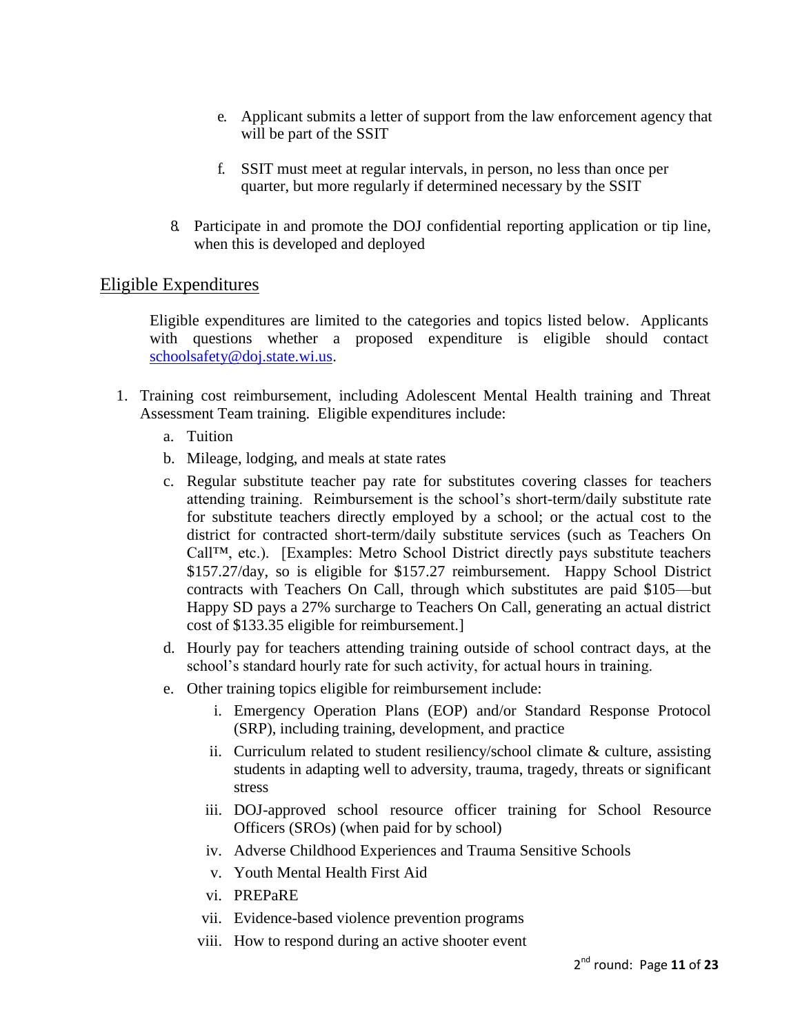e. Applicant submits a letter of support from the law enforcement agency that will be part of the SSIT

   f. SSIT must meet at regular intervals, in person, no less than once per quarter, but more regularly if determined necessary by the SSIT

8. Participate in and promote the DOJ confidential reporting application or tip line, when this is developed and deployed

## Eligible Expenditures

Eligible expenditures are limited to the categories and topics listed below. Applicants with questions whether a proposed expenditure is eligible should contact schoolsafety@doj.state.wi.us.

1. Training cost reimbursement, including Adolescent Mental Health training and Threat Assessment Team training. Eligible expenditures include:
   a. Tuition
   b. Mileage, lodging, and meals at state rates
   c. Regular substitute teacher pay rate for substitutes covering classes for teachers attending training. Reimbursement is the school's short-term/daily substitute rate for substitute teachers directly employed by a school; or the actual cost to the district for contracted short-term/daily substitute services (such as Teachers On Call™, etc.). [Examples: Metro School District directly pays substitute teachers $157.27/day, so is eligible for $157.27 reimbursement. Happy School District contracts with Teachers On Call, through which substitutes are paid $105—but Happy SD pays a 27% surcharge to Teachers On Call, generating an actual district cost of $133.35 eligible for reimbursement.]
   d. Hourly pay for teachers attending training outside of school contract days, at the school's standard hourly rate for such activity, for actual hours in training.
   e. Other training topics eligible for reimbursement include:
      i. Emergency Operation Plans (EOP) and/or Standard Response Protocol (SRP), including training, development, and practice
      ii. Curriculum related to student resiliency/school climate & culture, assisting students in adapting well to adversity, trauma, tragedy, threats or significant stress
      iii. DOJ-approved school resource officer training for School Resource Officers (SROs) (when paid for by school)
      iv. Adverse Childhood Experiences and Trauma Sensitive Schools
      v. Youth Mental Health First Aid
      vi. PREPaRE
      vii. Evidence-based violence prevention programs
      viii. How to respond during an active shooter event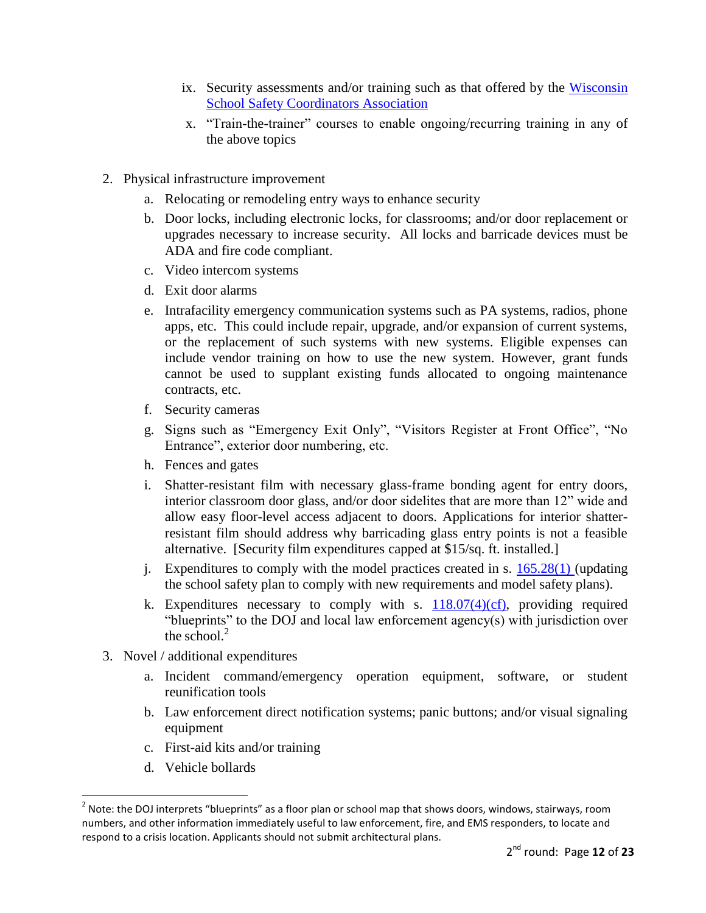ix. Security assessments and/or training such as that offered by the [Wisconsin School Safety Coordinators Association](#)
    x. "Train-the-trainer" courses to enable ongoing/recurring training in any of the above topics

2. Physical infrastructure improvement
    a. Relocating or remodeling entry ways to enhance security
    b. Door locks, including electronic locks, for classrooms; and/or door replacement or upgrades necessary to increase security. All locks and barricade devices must be ADA and fire code compliant.
    c. Video intercom systems
    d. Exit door alarms
    e. Intrafacility emergency communication systems such as PA systems, radios, phone apps, etc. This could include repair, upgrade, and/or expansion of current systems, or the replacement of such systems with new systems. Eligible expenses can include vendor training on how to use the new system. However, grant funds cannot be used to supplant existing funds allocated to ongoing maintenance contracts, etc.
    f. Security cameras
    g. Signs such as "Emergency Exit Only", "Visitors Register at Front Office", "No Entrance", exterior door numbering, etc.
    h. Fences and gates
    i. Shatter-resistant film with necessary glass-frame bonding agent for entry doors, interior classroom door glass, and/or door sidelites that are more than 12" wide and allow easy floor-level access adjacent to doors. Applications for interior shatter-resistant film should address why barricading glass entry points is not a feasible alternative. [Security film expenditures capped at $15/sq. ft. installed.]
    j. Expenditures to comply with the model practices created in s. [165.28(1)](#) (updating the school safety plan to comply with new requirements and model safety plans).
    k. Expenditures necessary to comply with s. [118.07(4)(cf)](#), providing required "blueprints" to the DOJ and local law enforcement agency(s) with jurisdiction over the school.[2]

3. Novel / additional expenditures
    a. Incident command/emergency operation equipment, software, or student reunification tools
    b. Law enforcement direct notification systems; panic buttons; and/or visual signaling equipment
    c. First-aid kits and/or training
    d. Vehicle bollards

---

[2] Note: the DOJ interprets "blueprints" as a floor plan or school map that shows doors, windows, stairways, room numbers, and other information immediately useful to law enforcement, fire, and EMS responders, to locate and respond to a crisis location. Applicants should not submit architectural plans.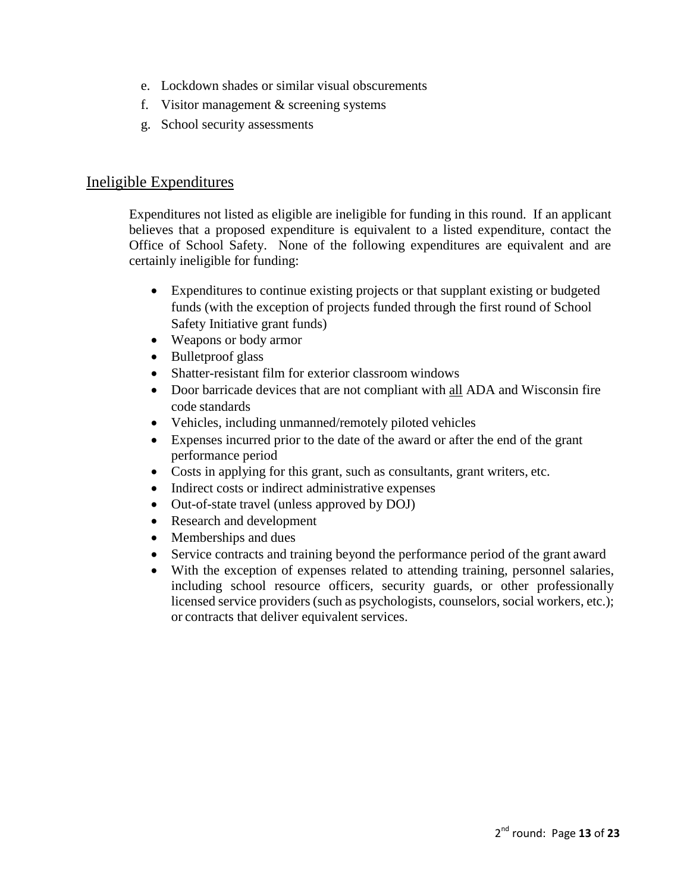e. Lockdown shades or similar visual obscurements
f. Visitor management & screening systems
g. School security assessments

## Ineligible Expenditures

Expenditures not listed as eligible are ineligible for funding in this round. If an applicant believes that a proposed expenditure is equivalent to a listed expenditure, contact the Office of School Safety. None of the following expenditures are equivalent and are certainly ineligible for funding:

- Expenditures to continue existing projects or that supplant existing or budgeted funds (with the exception of projects funded through the first round of School Safety Initiative grant funds)
- Weapons or body armor
- Bulletproof glass
- Shatter-resistant film for exterior classroom windows
- Door barricade devices that are not compliant with <u>all</u> ADA and Wisconsin fire code standards
- Vehicles, including unmanned/remotely piloted vehicles
- Expenses incurred prior to the date of the award or after the end of the grant performance period
- Costs in applying for this grant, such as consultants, grant writers, etc.
- Indirect costs or indirect administrative expenses
- Out-of-state travel (unless approved by DOJ)
- Research and development
- Memberships and dues
- Service contracts and training beyond the performance period of the grant award
- With the exception of expenses related to attending training, personnel salaries, including school resource officers, security guards, or other professionally licensed service providers (such as psychologists, counselors, social workers, etc.); or contracts that deliver equivalent services.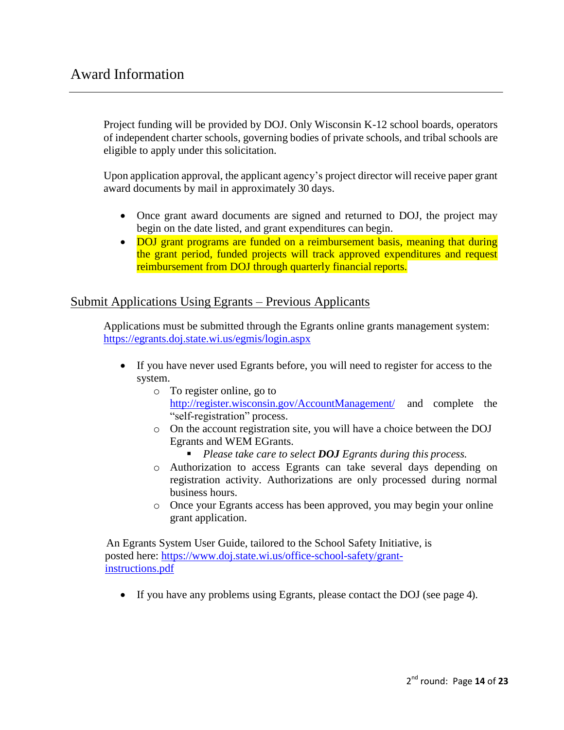# Award Information

Project funding will be provided by DOJ. Only Wisconsin K-12 school boards, operators of independent charter schools, governing bodies of private schools, and tribal schools are eligible to apply under this solicitation.

Upon application approval, the applicant agency's project director will receive paper grant award documents by mail in approximately 30 days.

- Once grant award documents are signed and returned to DOJ, the project may begin on the date listed, and grant expenditures can begin.
- DOJ grant programs are funded on a reimbursement basis, meaning that during the grant period, funded projects will track approved expenditures and request reimbursement from DOJ through quarterly financial reports.

## Submit Applications Using Egrants – Previous Applicants

Applications must be submitted through the Egrants online grants management system: https://egrants.doj.state.wi.us/egmis/login.aspx

- If you have never used Egrants before, you will need to register for access to the system.
  - To register online, go to http://register.wisconsin.gov/AccountManagement/ and complete the "self-registration" process.
  - On the account registration site, you will have a choice between the DOJ Egrants and WEM EGrants.
    - *Please take care to select **DOJ** Egrants during this process.*
  - Authorization to access Egrants can take several days depending on registration activity. Authorizations are only processed during normal business hours.
  - Once your Egrants access has been approved, you may begin your online grant application.

An Egrants System User Guide, tailored to the School Safety Initiative, is posted here: https://www.doj.state.wi.us/office-school-safety/grant-instructions.pdf

- If you have any problems using Egrants, please contact the DOJ (see page 4).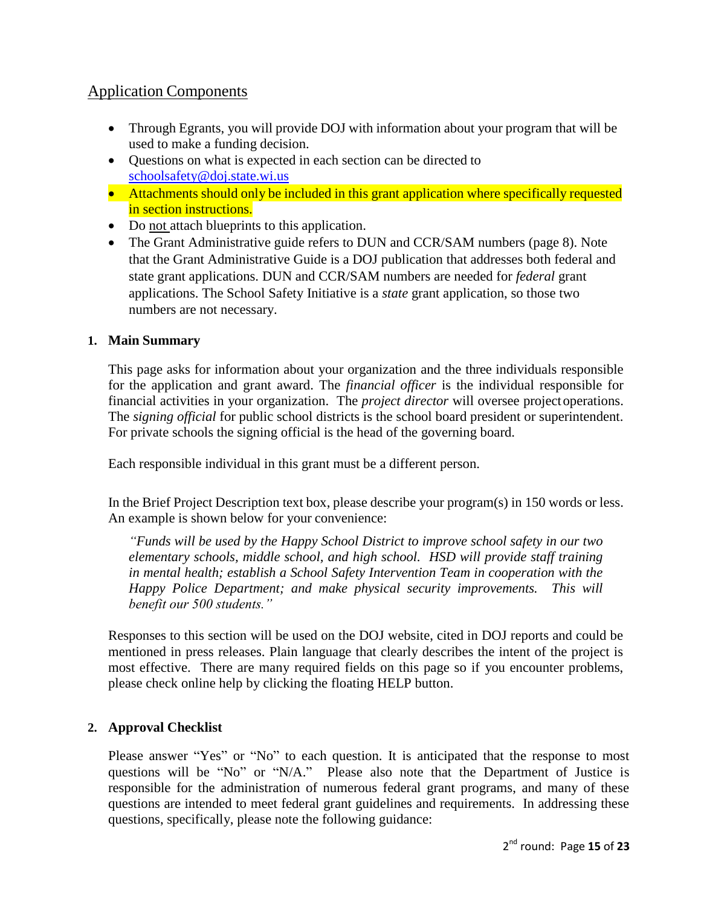## Application Components

- Through Egrants, you will provide DOJ with information about your program that will be used to make a funding decision.
- Questions on what is expected in each section can be directed to [schoolsafety@doj.state.wi.us](mailto:schoolsafety@doj.state.wi.us)
- Attachments should only be included in this grant application where specifically requested in section instructions.
- Do not attach blueprints to this application.
- The Grant Administrative guide refers to DUN and CCR/SAM numbers (page 8). Note that the Grant Administrative Guide is a DOJ publication that addresses both federal and state grant applications. DUN and CCR/SAM numbers are needed for *federal* grant applications. The School Safety Initiative is a *state* grant application, so those two numbers are not necessary.

### 1. Main Summary

This page asks for information about your organization and the three individuals responsible for the application and grant award. The *financial officer* is the individual responsible for financial activities in your organization. The *project director* will oversee project operations. The *signing official* for public school districts is the school board president or superintendent. For private schools the signing official is the head of the governing board.

Each responsible individual in this grant must be a different person.

In the Brief Project Description text box, please describe your program(s) in 150 words or less. An example is shown below for your convenience:

> *"Funds will be used by the Happy School District to improve school safety in our two elementary schools, middle school, and high school. HSD will provide staff training in mental health; establish a School Safety Intervention Team in cooperation with the Happy Police Department; and make physical security improvements. This will benefit our 500 students."*

Responses to this section will be used on the DOJ website, cited in DOJ reports and could be mentioned in press releases. Plain language that clearly describes the intent of the project is most effective. There are many required fields on this page so if you encounter problems, please check online help by clicking the floating HELP button.

### 2. Approval Checklist

Please answer "Yes" or "No" to each question. It is anticipated that the response to most questions will be "No" or "N/A." Please also note that the Department of Justice is responsible for the administration of numerous federal grant programs, and many of these questions are intended to meet federal grant guidelines and requirements. In addressing these questions, specifically, please note the following guidance: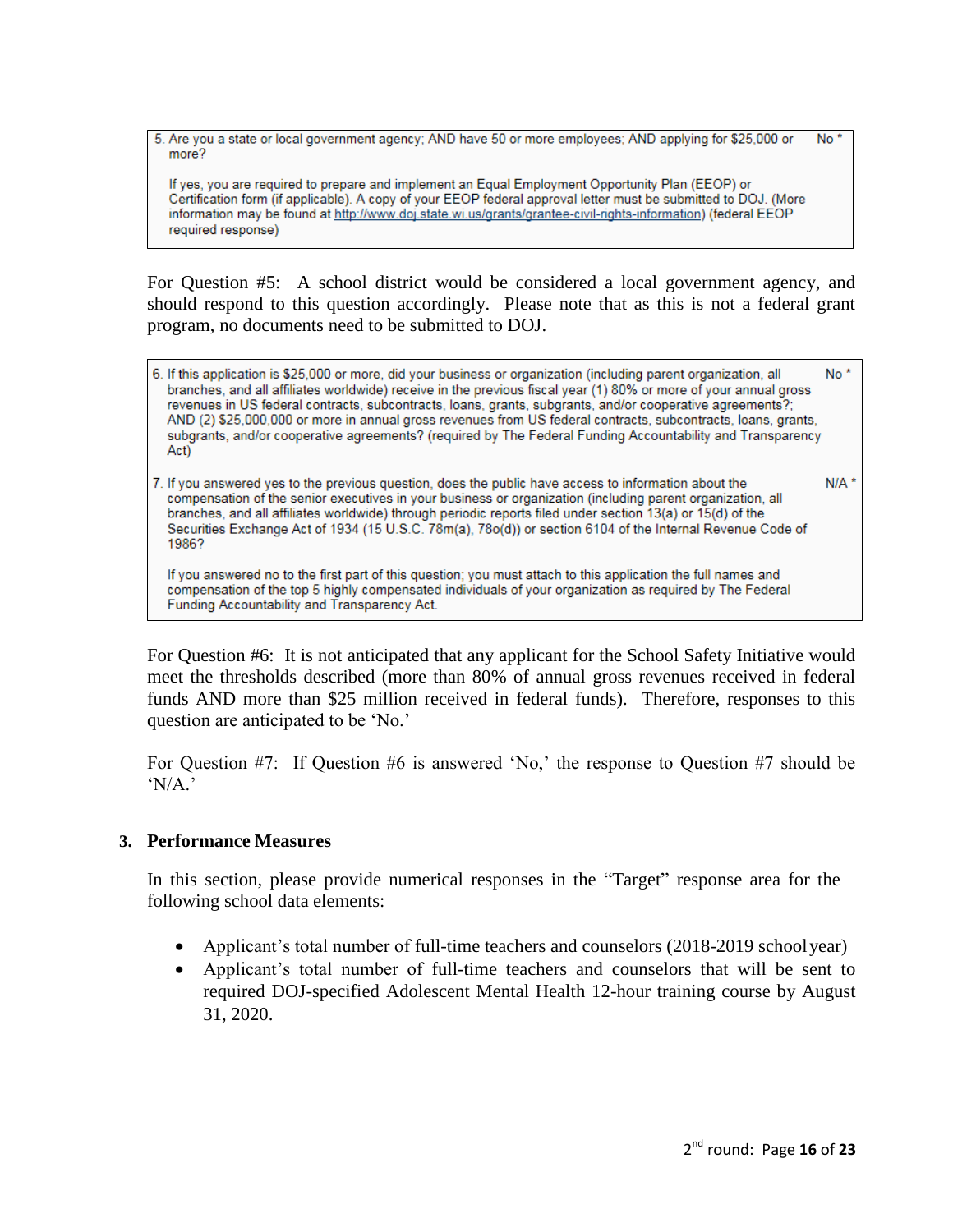| | |
|---|---|
| 5. Are you a state or local government agency; AND have 50 or more employees; AND applying for $25,000 or more?<br><br>If yes, you are required to prepare and implement an Equal Employment Opportunity Plan (EEOP) or Certification form (if applicable). A copy of your EEOP federal approval letter must be submitted to DOJ. (More information may be found at http://www.doj.state.wi.us/grants/grantee-civil-rights-information) (federal EEOP required response) | No * |

For Question #5: A school district would be considered a local government agency, and should respond to this question accordingly. Please note that as this is not a federal grant program, no documents need to be submitted to DOJ.

| | |
|---|---|
| 6. If this application is $25,000 or more, did your business or organization (including parent organization, all branches, and all affiliates worldwide) receive in the previous fiscal year (1) 80% or more of your annual gross revenues in US federal contracts, subcontracts, loans, grants, subgrants, and/or cooperative agreements?; AND (2) $25,000,000 or more in annual gross revenues from US federal contracts, subcontracts, loans, grants, subgrants, and/or cooperative agreements? (required by The Federal Funding Accountability and Transparency Act) | No * |
| 7. If you answered yes to the previous question, does the public have access to information about the compensation of the senior executives in your business or organization (including parent organization, all branches, and all affiliates worldwide) through periodic reports filed under section 13(a) or 15(d) of the Securities Exchange Act of 1934 (15 U.S.C. 78m(a), 78o(d)) or section 6104 of the Internal Revenue Code of 1986?<br><br>If you answered no to the first part of this question; you must attach to this application the full names and compensation of the top 5 highly compensated individuals of your organization as required by The Federal Funding Accountability and Transparency Act. | N/A * |

For Question #6: It is not anticipated that any applicant for the School Safety Initiative would meet the thresholds described (more than 80% of annual gross revenues received in federal funds AND more than $25 million received in federal funds). Therefore, responses to this question are anticipated to be 'No.'

For Question #7: If Question #6 is answered 'No,' the response to Question #7 should be 'N/A.'

### 3. Performance Measures

In this section, please provide numerical responses in the "Target" response area for the following school data elements:

- Applicant's total number of full-time teachers and counselors (2018-2019 school year)
- Applicant's total number of full-time teachers and counselors that will be sent to required DOJ-specified Adolescent Mental Health 12-hour training course by August 31, 2020.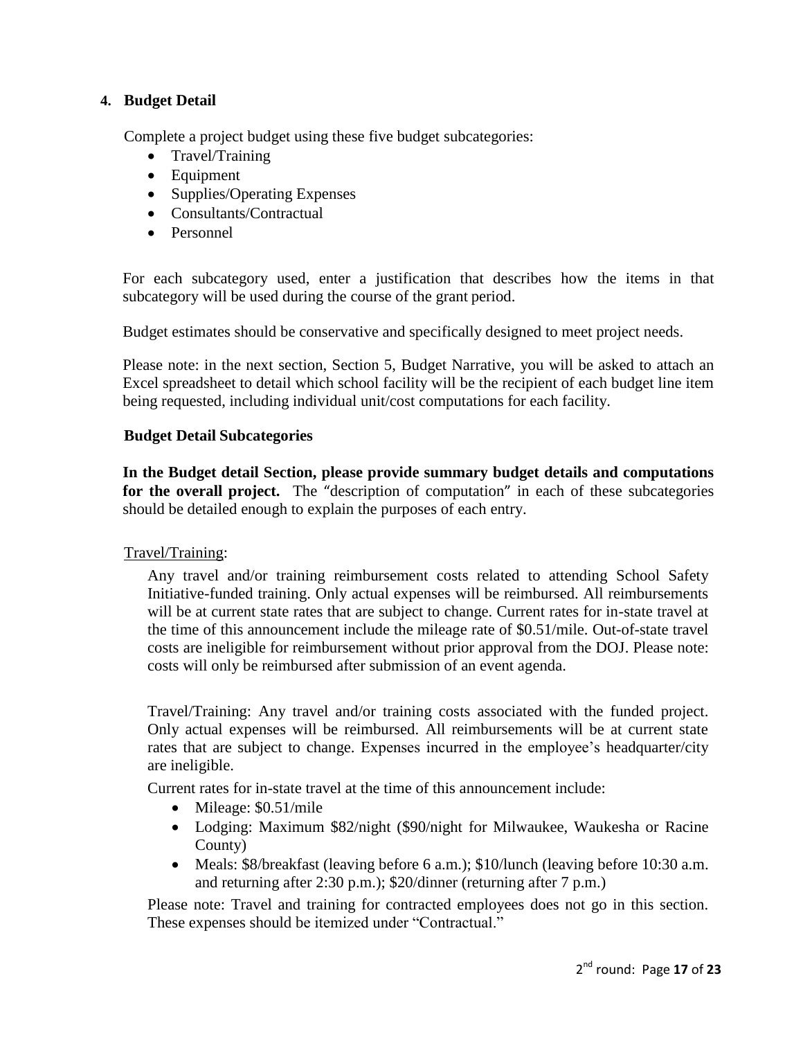## 4. Budget Detail

Complete a project budget using these five budget subcategories:

- Travel/Training
- Equipment
- Supplies/Operating Expenses
- Consultants/Contractual
- Personnel

For each subcategory used, enter a justification that describes how the items in that subcategory will be used during the course of the grant period.

Budget estimates should be conservative and specifically designed to meet project needs.

Please note: in the next section, Section 5, Budget Narrative, you will be asked to attach an Excel spreadsheet to detail which school facility will be the recipient of each budget line item being requested, including individual unit/cost computations for each facility.

### Budget Detail Subcategories

**In the Budget detail Section, please provide summary budget details and computations for the overall project.** The "description of computation" in each of these subcategories should be detailed enough to explain the purposes of each entry.

Travel/Training:

Any travel and/or training reimbursement costs related to attending School Safety Initiative-funded training. Only actual expenses will be reimbursed. All reimbursements will be at current state rates that are subject to change. Current rates for in-state travel at the time of this announcement include the mileage rate of $0.51/mile. Out-of-state travel costs are ineligible for reimbursement without prior approval from the DOJ. Please note: costs will only be reimbursed after submission of an event agenda.

Travel/Training: Any travel and/or training costs associated with the funded project. Only actual expenses will be reimbursed. All reimbursements will be at current state rates that are subject to change. Expenses incurred in the employee's headquarter/city are ineligible.

Current rates for in-state travel at the time of this announcement include:

- Mileage: $0.51/mile
- Lodging: Maximum $82/night ($90/night for Milwaukee, Waukesha or Racine County)
- Meals: $8/breakfast (leaving before 6 a.m.); $10/lunch (leaving before 10:30 a.m. and returning after 2:30 p.m.); $20/dinner (returning after 7 p.m.)

Please note: Travel and training for contracted employees does not go in this section. These expenses should be itemized under "Contractual."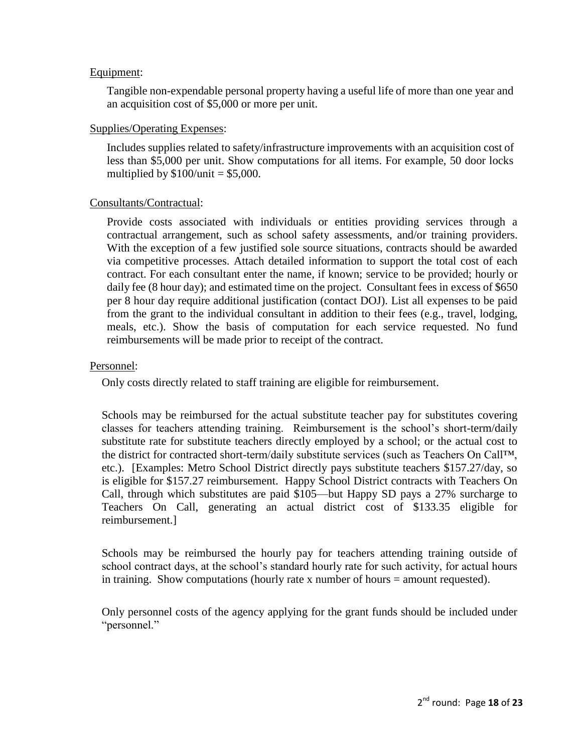Equipment:

Tangible non-expendable personal property having a useful life of more than one year and an acquisition cost of $5,000 or more per unit.

Supplies/Operating Expenses:

Includes supplies related to safety/infrastructure improvements with an acquisition cost of less than $5,000 per unit. Show computations for all items. For example, 50 door locks multiplied by $100/unit = $5,000.

Consultants/Contractual:

Provide costs associated with individuals or entities providing services through a contractual arrangement, such as school safety assessments, and/or training providers. With the exception of a few justified sole source situations, contracts should be awarded via competitive processes. Attach detailed information to support the total cost of each contract. For each consultant enter the name, if known; service to be provided; hourly or daily fee (8 hour day); and estimated time on the project. Consultant fees in excess of $650 per 8 hour day require additional justification (contact DOJ). List all expenses to be paid from the grant to the individual consultant in addition to their fees (e.g., travel, lodging, meals, etc.). Show the basis of computation for each service requested. No fund reimbursements will be made prior to receipt of the contract.

Personnel:

Only costs directly related to staff training are eligible for reimbursement.

Schools may be reimbursed for the actual substitute teacher pay for substitutes covering classes for teachers attending training. Reimbursement is the school's short-term/daily substitute rate for substitute teachers directly employed by a school; or the actual cost to the district for contracted short-term/daily substitute services (such as Teachers On Call™, etc.). [Examples: Metro School District directly pays substitute teachers $157.27/day, so is eligible for $157.27 reimbursement. Happy School District contracts with Teachers On Call, through which substitutes are paid $105—but Happy SD pays a 27% surcharge to Teachers On Call, generating an actual district cost of $133.35 eligible for reimbursement.]

Schools may be reimbursed the hourly pay for teachers attending training outside of school contract days, at the school's standard hourly rate for such activity, for actual hours in training. Show computations (hourly rate x number of hours = amount requested).

Only personnel costs of the agency applying for the grant funds should be included under "personnel."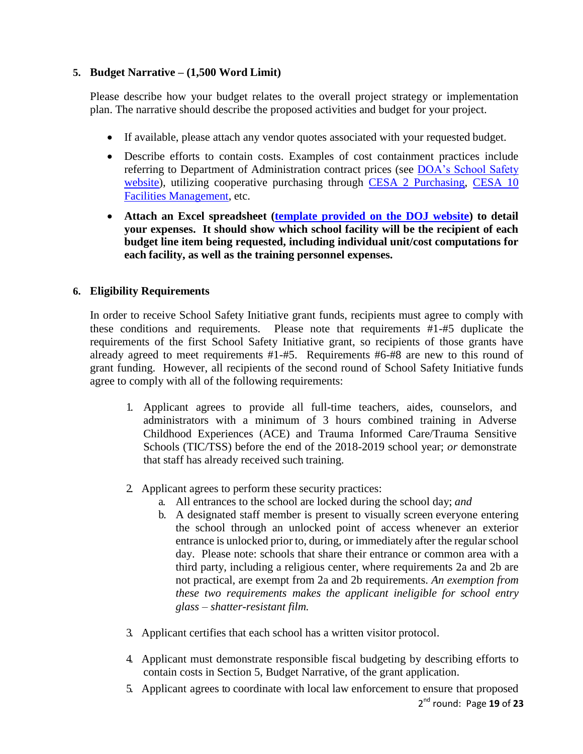**5. Budget Narrative – (1,500 Word Limit)**

Please describe how your budget relates to the overall project strategy or implementation plan. The narrative should describe the proposed activities and budget for your project.

- If available, please attach any vendor quotes associated with your requested budget.
- Describe efforts to contain costs. Examples of cost containment practices include referring to Department of Administration contract prices (see DOA's School Safety website), utilizing cooperative purchasing through CESA 2 Purchasing, CESA 10 Facilities Management, etc.
- **Attach an Excel spreadsheet (template provided on the DOJ website) to detail your expenses. It should show which school facility will be the recipient of each budget line item being requested, including individual unit/cost computations for each facility, as well as the training personnel expenses.**

**6. Eligibility Requirements**

In order to receive School Safety Initiative grant funds, recipients must agree to comply with these conditions and requirements. Please note that requirements #1-#5 duplicate the requirements of the first School Safety Initiative grant, so recipients of those grants have already agreed to meet requirements #1-#5. Requirements #6-#8 are new to this round of grant funding. However, all recipients of the second round of School Safety Initiative funds agree to comply with all of the following requirements:

1. Applicant agrees to provide all full-time teachers, aides, counselors, and administrators with a minimum of 3 hours combined training in Adverse Childhood Experiences (ACE) and Trauma Informed Care/Trauma Sensitive Schools (TIC/TSS) before the end of the 2018-2019 school year; *or* demonstrate that staff has already received such training.
2. Applicant agrees to perform these security practices:
   a. All entrances to the school are locked during the school day; *and*
   b. A designated staff member is present to visually screen everyone entering the school through an unlocked point of access whenever an exterior entrance is unlocked prior to, during, or immediately after the regular school day. Please note: schools that share their entrance or common area with a third party, including a religious center, where requirements 2a and 2b are not practical, are exempt from 2a and 2b requirements. *An exemption from these two requirements makes the applicant ineligible for school entry glass – shatter-resistant film.*
3. Applicant certifies that each school has a written visitor protocol.
4. Applicant must demonstrate responsible fiscal budgeting by describing efforts to contain costs in Section 5, Budget Narrative, of the grant application.
5. Applicant agrees to coordinate with local law enforcement to ensure that proposed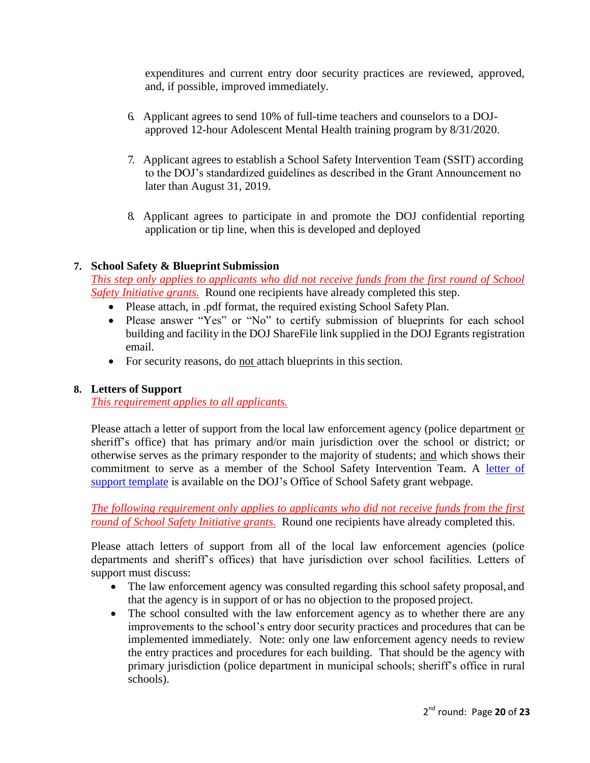expenditures and current entry door security practices are reviewed, approved, and, if possible, improved immediately.

6. Applicant agrees to send 10% of full-time teachers and counselors to a DOJ-approved 12-hour Adolescent Mental Health training program by 8/31/2020.

7. Applicant agrees to establish a School Safety Intervention Team (SSIT) according to the DOJ's standardized guidelines as described in the Grant Announcement no later than August 31, 2019.

8. Applicant agrees to participate in and promote the DOJ confidential reporting application or tip line, when this is developed and deployed

**7. School Safety & Blueprint Submission**

*This step only applies to applicants who did not receive funds from the first round of School Safety Initiative grants.* Round one recipients have already completed this step.

- Please attach, in .pdf format, the required existing School Safety Plan.
- Please answer "Yes" or "No" to certify submission of blueprints for each school building and facility in the DOJ ShareFile link supplied in the DOJ Egrants registration email.
- For security reasons, do not attach blueprints in this section.

**8. Letters of Support**

*This requirement applies to all applicants.*

Please attach a letter of support from the local law enforcement agency (police department or sheriff's office) that has primary and/or main jurisdiction over the school or district; or otherwise serves as the primary responder to the majority of students; and which shows their commitment to serve as a member of the School Safety Intervention Team. A letter of support template is available on the DOJ's Office of School Safety grant webpage.

*The following requirement only applies to applicants who did not receive funds from the first round of School Safety Initiative grants.* Round one recipients have already completed this.

Please attach letters of support from all of the local law enforcement agencies (police departments and sheriff's offices) that have jurisdiction over school facilities. Letters of support must discuss:

- The law enforcement agency was consulted regarding this school safety proposal, and that the agency is in support of or has no objection to the proposed project.
- The school consulted with the law enforcement agency as to whether there are any improvements to the school's entry door security practices and procedures that can be implemented immediately. Note: only one law enforcement agency needs to review the entry practices and procedures for each building. That should be the agency with primary jurisdiction (police department in municipal schools; sheriff's office in rural schools).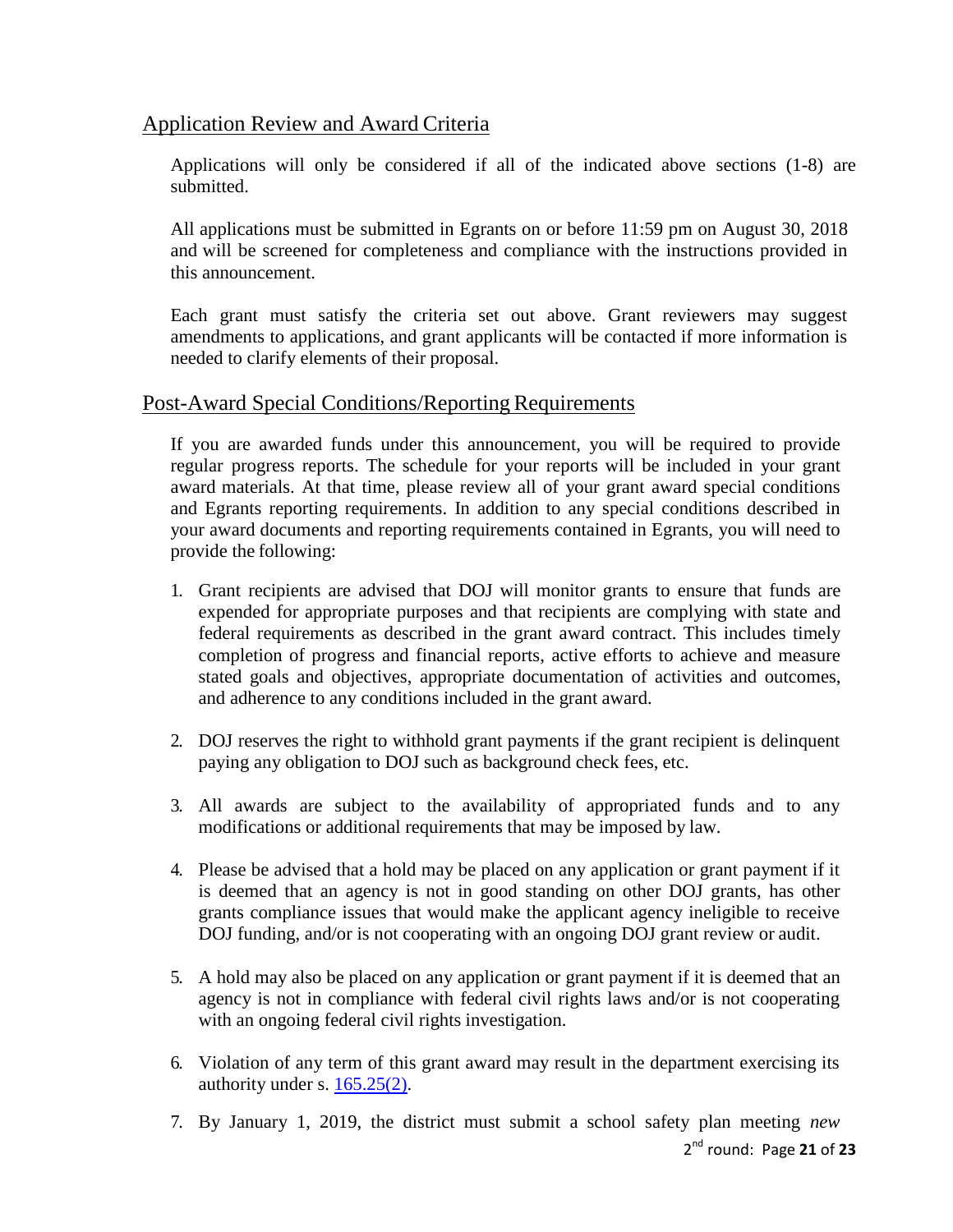## Application Review and Award Criteria

Applications will only be considered if all of the indicated above sections (1-8) are submitted.

All applications must be submitted in Egrants on or before 11:59 pm on August 30, 2018 and will be screened for completeness and compliance with the instructions provided in this announcement.

Each grant must satisfy the criteria set out above. Grant reviewers may suggest amendments to applications, and grant applicants will be contacted if more information is needed to clarify elements of their proposal.

## Post-Award Special Conditions/Reporting Requirements

If you are awarded funds under this announcement, you will be required to provide regular progress reports. The schedule for your reports will be included in your grant award materials. At that time, please review all of your grant award special conditions and Egrants reporting requirements. In addition to any special conditions described in your award documents and reporting requirements contained in Egrants, you will need to provide the following:

1. Grant recipients are advised that DOJ will monitor grants to ensure that funds are expended for appropriate purposes and that recipients are complying with state and federal requirements as described in the grant award contract. This includes timely completion of progress and financial reports, active efforts to achieve and measure stated goals and objectives, appropriate documentation of activities and outcomes, and adherence to any conditions included in the grant award.

2. DOJ reserves the right to withhold grant payments if the grant recipient is delinquent paying any obligation to DOJ such as background check fees, etc.

3. All awards are subject to the availability of appropriated funds and to any modifications or additional requirements that may be imposed by law.

4. Please be advised that a hold may be placed on any application or grant payment if it is deemed that an agency is not in good standing on other DOJ grants, has other grants compliance issues that would make the applicant agency ineligible to receive DOJ funding, and/or is not cooperating with an ongoing DOJ grant review or audit.

5. A hold may also be placed on any application or grant payment if it is deemed that an agency is not in compliance with federal civil rights laws and/or is not cooperating with an ongoing federal civil rights investigation.

6. Violation of any term of this grant award may result in the department exercising its authority under s. [165.25(2)](165.25(2)).

7. By January 1, 2019, the district must submit a school safety plan meeting *new*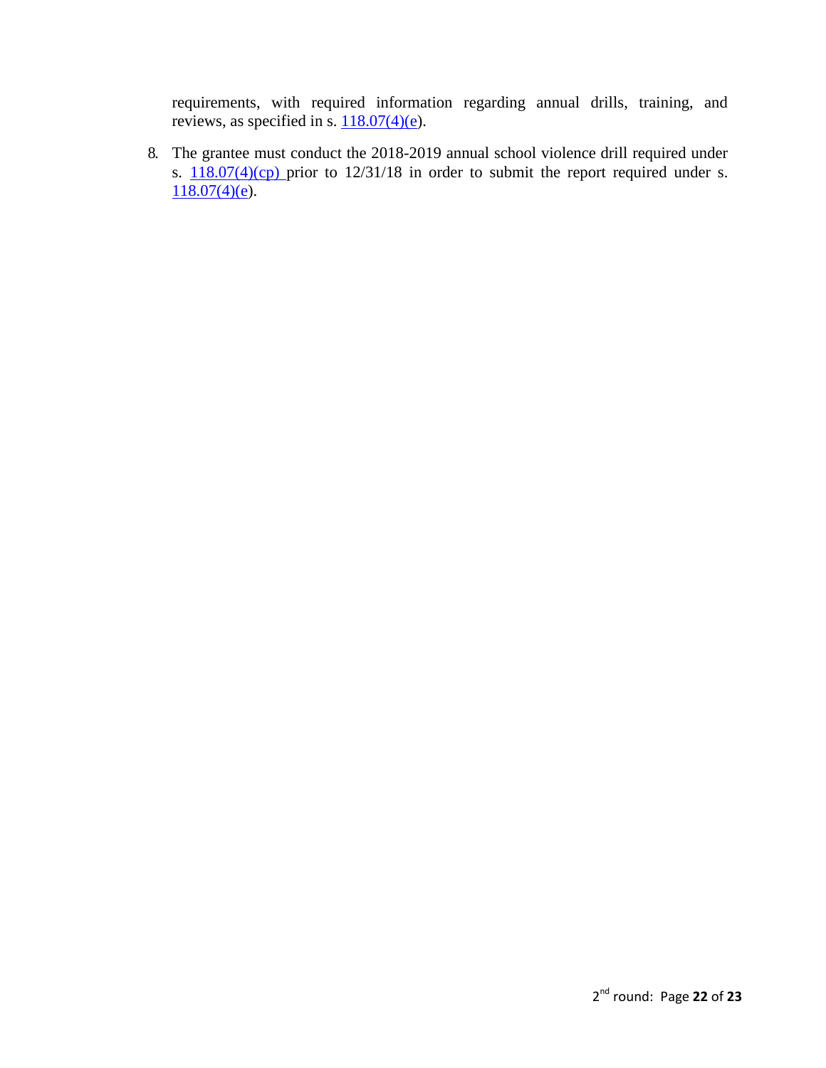requirements, with required information regarding annual drills, training, and reviews, as specified in s. 118.07(4)(e).

8. The grantee must conduct the 2018-2019 annual school violence drill required under s. 118.07(4)(cp) prior to 12/31/18 in order to submit the report required under s. 118.07(4)(e).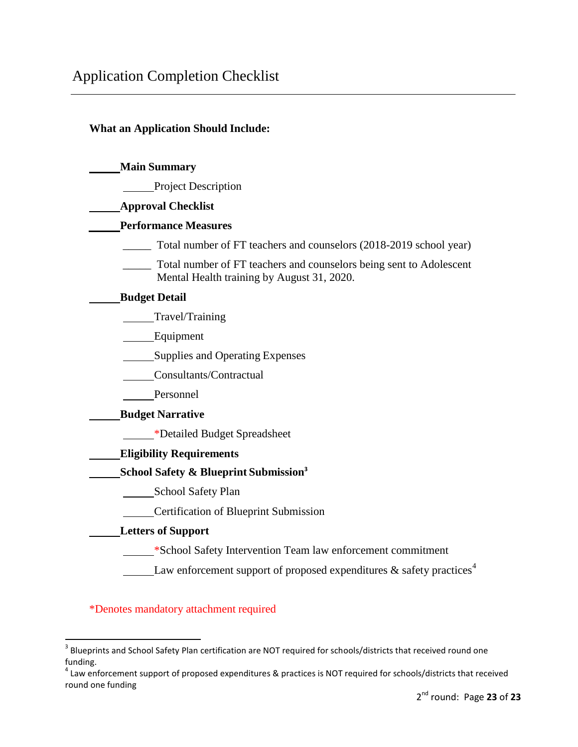# Application Completion Checklist

**What an Application Should Include:**

- ______**Main Summary**
  - ______Project Description
- ______**Approval Checklist**
- ______**Performance Measures**
  - ______ Total number of FT teachers and counselors (2018-2019 school year)
  - ______ Total number of FT teachers and counselors being sent to Adolescent Mental Health training by August 31, 2020.
- ______**Budget Detail**
  - ______Travel/Training
  - ______Equipment
  - ______Supplies and Operating Expenses
  - ______Consultants/Contractual
  - ______Personnel
- ______**Budget Narrative**
  - ______*Detailed Budget Spreadsheet
- ______**Eligibility Requirements**
- ______**School Safety & Blueprint Submission**[3]
  - ______School Safety Plan
  - ______Certification of Blueprint Submission
- ______**Letters of Support**
  - ______*School Safety Intervention Team law enforcement commitment
  - ______Law enforcement support of proposed expenditures & safety practices[4]

*Denotes mandatory attachment required

---

[3] Blueprints and School Safety Plan certification are NOT required for schools/districts that received round one funding.

[4] Law enforcement support of proposed expenditures & practices is NOT required for schools/districts that received round one funding